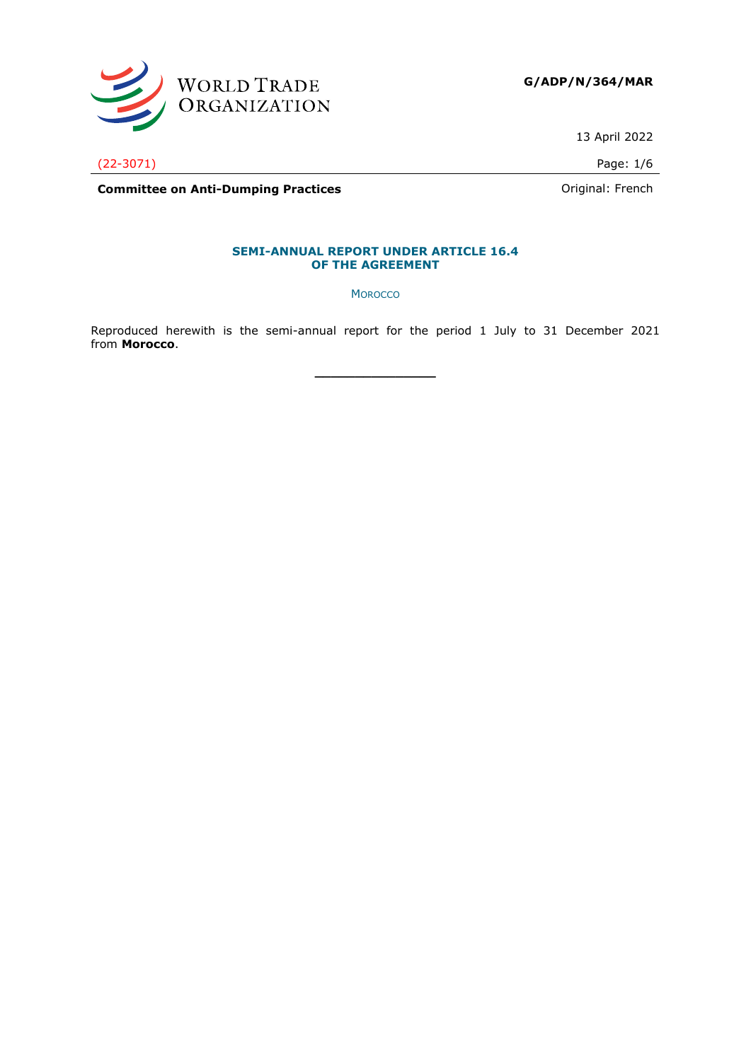G/ADP/N/364/MAR

13 April 2022

(22-3071)

**Committee on Anti-Dumping Practices** Original: French

## SEMI-ANNUAL REPORT UNDER ARTICLE 16.4 OF THE AGREEMENT

MOROCCO

Reproduced herewith is the semi-annual report for the period 1 July to 31 December 2021 from **Morocco**.

\_\_\_\_\_\_\_\_\_\_\_\_\_\_\_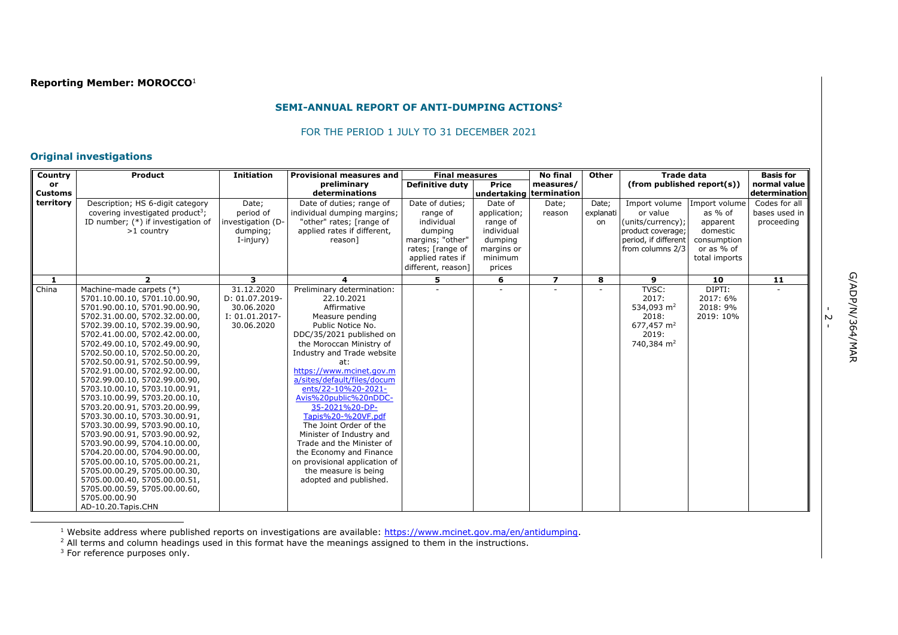**Reporting Member: MOROCCO**[1]

## SEMI-ANNUAL REPORT OF ANTI-DUMPING ACTIONS[2]

FOR THE PERIOD 1 JULY TO 31 DECEMBER 2021

### Original investigations

| Country or Customs territory | Product | Initiation | Provisional measures and preliminary determinations | Final measures | | No final measures/ termination | Other | Trade data (from published report(s)) | | Basis for normal value determination |
|---|---|---|---|---|---|---|---|---|---|---|
| | Description; HS 6-digit category covering investigated product[3]; ID number; (*) if investigation of >1 country | Date; period of investigation (D-dumping; I-injury) | Date of duties; range of individual dumping margins; "other" rates; [range of applied rates if different, reason] | Definitive duty: Date of duties; range of individual dumping margins; "other" rates; [range of applied rates if different, reason] | Price undertaking: Date of application; range of individual dumping margins or minimum prices | Date; reason | Date; explanation | Import volume or value (units/currency); product coverage; period, if different from columns 2/3 | Import volume as % of apparent domestic consumption or as % of total imports | Codes for all bases used in proceeding |
| 1 | 2 | 3 | 4 | 5 | 6 | 7 | 8 | 9 | 10 | 11 |
| China | Machine-made carpets (*)<br>5701.10.00.10, 5701.10.00.90, 5701.90.00.10, 5701.90.00.90, 5702.31.00.00, 5702.32.00.00, 5702.39.00.10, 5702.39.00.90, 5702.41.00.00, 5702.42.00.00, 5702.49.00.10, 5702.49.00.90, 5702.50.00.10, 5702.50.00.20, 5702.50.00.91, 5702.50.00.99, 5702.91.00.00, 5702.92.00.00, 5702.99.00.10, 5702.99.00.90, 5703.10.00.10, 5703.10.00.91, 5703.10.00.99, 5703.20.00.10, 5703.20.00.91, 5703.20.00.99, 5703.30.00.10, 5703.30.00.91, 5703.30.00.99, 5703.90.00.10, 5703.90.00.91, 5703.90.00.92, 5703.90.00.99, 5704.10.00.00, 5704.20.00.00, 5704.90.00.00, 5705.00.00.10, 5705.00.00.21, 5705.00.00.29, 5705.00.00.30, 5705.00.00.40, 5705.00.00.51, 5705.00.00.59, 5705.00.00.60, 5705.00.00.90<br>AD-10.20.Tapis.CHN | 31.12.2020<br>D: 01.07.2019-30.06.2020<br>I: 01.01.2017-30.06.2020 | Preliminary determination: 22.10.2021<br>Affirmative<br>Measure pending<br>Public Notice No. DDC/35/2021 published on the Moroccan Ministry of Industry and Trade website at: https://www.mcinet.gov.ma/sites/default/files/documents/22-10%20-2021-Avis%20public%20nDDC-35-2021%20-DP-Tapis%20-%20VF.pdf<br>The Joint Order of the Minister of Industry and Trade and the Minister of the Economy and Finance on provisional application of the measure is being adopted and published. | - | - | - | - | TVSC:<br>2017: 534,093 m²<br>2018: 677,457 m²<br>2019: 740,384 m² | DIPTI:<br>2017: 6%<br>2018: 9%<br>2019: 10% | - |

[1] Website address where published reports on investigations are available: https://www.mcinet.gov.ma/en/antidumping.

[2] All terms and column headings used in this format have the meanings assigned to them in the instructions.

[3] For reference purposes only.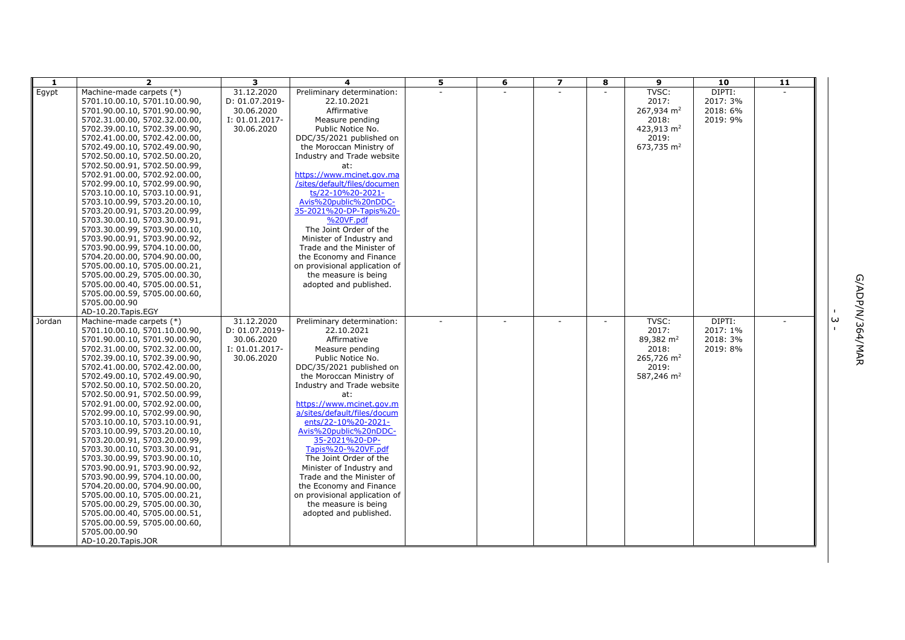| 1 | 2 | 3 | 4 | 5 | 6 | 7 | 8 | 9 | 10 | 11 |
|---|---|---|---|---|---|---|---|---|---|---|
| Egypt | Machine-made carpets (*) 5701.10.00.10, 5701.10.00.90, 5701.90.00.10, 5701.90.00.90, 5702.31.00.00, 5702.32.00.00, 5702.39.00.10, 5702.39.00.90, 5702.41.00.00, 5702.42.00.00, 5702.49.00.10, 5702.49.00.90, 5702.50.00.10, 5702.50.00.20, 5702.50.00.91, 5702.50.00.99, 5702.91.00.00, 5702.92.00.00, 5702.99.00.10, 5702.99.00.90, 5703.10.00.10, 5703.10.00.91, 5703.10.00.99, 5703.20.00.10, 5703.20.00.91, 5703.20.00.99, 5703.30.00.10, 5703.30.00.91, 5703.30.00.99, 5703.90.00.10, 5703.90.00.91, 5703.90.00.92, 5703.90.00.99, 5704.10.00.00, 5704.20.00.00, 5704.90.00.00, 5705.00.00.10, 5705.00.00.21, 5705.00.00.29, 5705.00.00.30, 5705.00.00.40, 5705.00.00.51, 5705.00.00.59, 5705.00.00.60, 5705.00.00.90 AD-10.20.Tapis.EGY | 31.12.2020 D: 01.07.2019-30.06.2020 I: 01.01.2017-30.06.2020 | Preliminary determination: 22.10.2021 Affirmative Measure pending Public Notice No. DDC/35/2021 published on the Moroccan Ministry of Industry and Trade website at: https://www.mcinet.gov.ma/sites/default/files/documents/22-10%20-2021-Avis%20public%20nDDC-35-2021%20-DP-Tapis%20-%20VF.pdf The Joint Order of the Minister of Industry and Trade and the Minister of the Economy and Finance on provisional application of the measure is being adopted and published. | - | - | - | - | TVSC: 2017: 267,934 m² 2018: 423,913 m² 2019: 673,735 m² | DIPTI: 2017: 3% 2018: 6% 2019: 9% | - |
| Jordan | Machine-made carpets (*) 5701.10.00.10, 5701.10.00.90, 5701.90.00.10, 5701.90.00.90, 5702.31.00.00, 5702.32.00.00, 5702.39.00.10, 5702.39.00.90, 5702.41.00.00, 5702.42.00.00, 5702.49.00.10, 5702.49.00.90, 5702.50.00.10, 5702.50.00.20, 5702.50.00.91, 5702.50.00.99, 5702.91.00.00, 5702.92.00.00, 5702.99.00.10, 5702.99.00.90, 5703.10.00.10, 5703.10.00.91, 5703.10.00.99, 5703.20.00.10, 5703.20.00.91, 5703.20.00.99, 5703.30.00.10, 5703.30.00.91, 5703.30.00.99, 5703.90.00.10, 5703.90.00.91, 5703.90.00.92, 5703.90.00.99, 5704.10.00.00, 5704.20.00.00, 5704.90.00.00, 5705.00.00.10, 5705.00.00.21, 5705.00.00.29, 5705.00.00.30, 5705.00.00.40, 5705.00.00.51, 5705.00.00.59, 5705.00.00.60, 5705.00.00.90 AD-10.20.Tapis.JOR | 31.12.2020 D: 01.07.2019-30.06.2020 I: 01.01.2017-30.06.2020 | Preliminary determination: 22.10.2021 Affirmative Measure pending Public Notice No. DDC/35/2021 published on the Moroccan Ministry of Industry and Trade website at: https://www.mcinet.gov.ma/sites/default/files/documents/22-10%20-2021-Avis%20public%20nDDC-35-2021%20-DP-Tapis%20-%20VF.pdf The Joint Order of the Minister of Industry and Trade and the Minister of the Economy and Finance on provisional application of the measure is being adopted and published. | - | - | - | - | TVSC: 2017: 89,382 m² 2018: 265,726 m² 2019: 587,246 m² | DIPTI: 2017: 1% 2018: 3% 2019: 8% | - |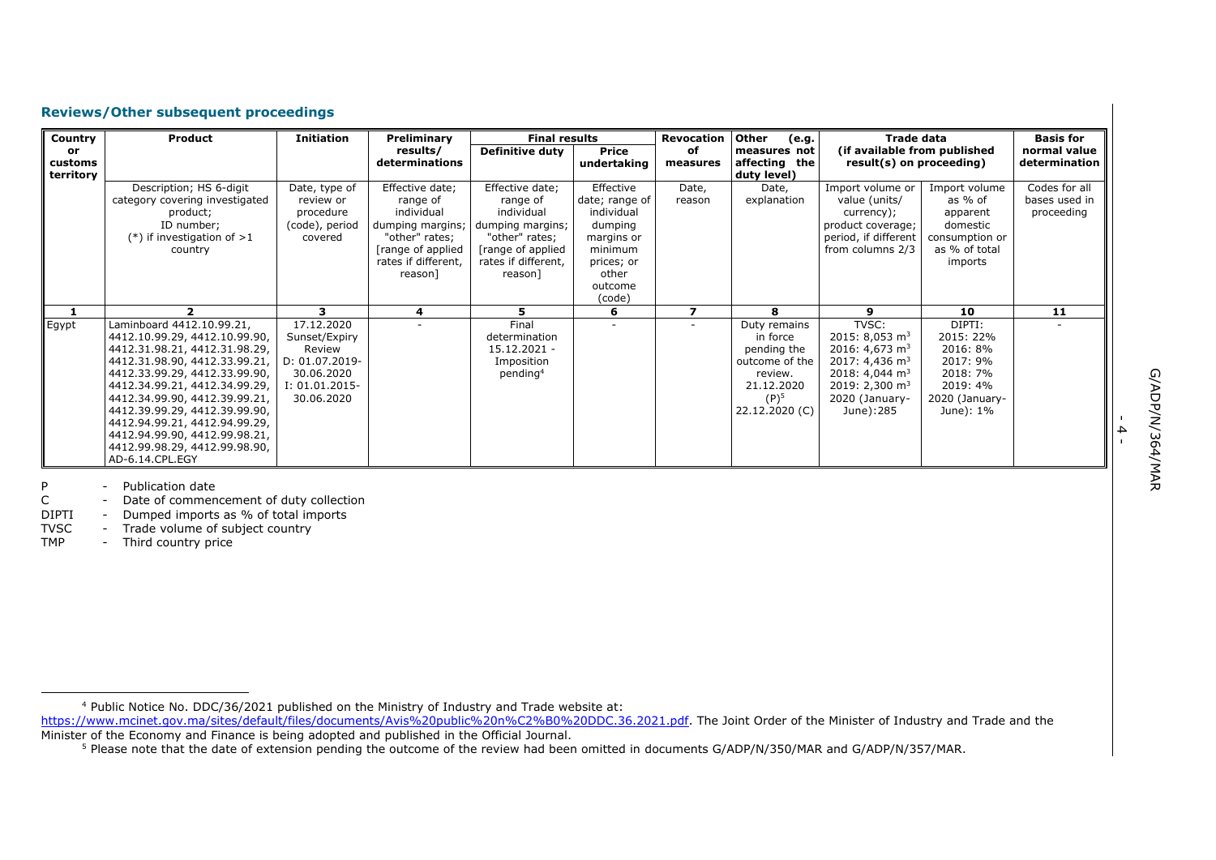### Reviews/Other subsequent proceedings

| Country or customs territory | Product | Initiation | Preliminary results/ determinations | Final results | | Revocation of measures | Other (e.g. measures not affecting the duty level) | Trade data (if available from published result(s) on proceeding) | | Basis for normal value determination |
|---|---|---|---|---|---|---|---|---|---|---|
| | | | | Definitive duty | Price undertaking | | | | | |
| | Description; HS 6-digit category covering investigated product; ID number; (*) if investigation of >1 country | Date, type of review or procedure (code), period covered | Effective date; range of individual dumping margins; "other" rates; [range of applied rates if different, reason] | Effective date; range of individual dumping margins; "other" rates; [range of applied rates if different, reason] | Effective date; range of individual dumping margins or minimum prices; or other outcome (code) | Date, reason | Date, explanation | Import volume or value (units/ currency); product coverage; period, if different from columns 2/3 | Import volume as % of apparent domestic consumption or as % of total imports | Codes for all bases used in proceeding |
| **1** | **2** | **3** | **4** | **5** | **6** | **7** | **8** | **9** | **10** | **11** |
| Egypt | Laminboard 4412.10.99.21, 4412.10.99.29, 4412.10.99.90, 4412.31.98.21, 4412.31.98.29, 4412.31.98.90, 4412.33.99.21, 4412.33.99.29, 4412.33.99.90, 4412.34.99.21, 4412.34.99.29, 4412.34.99.90, 4412.39.99.21, 4412.39.99.29, 4412.39.99.90, 4412.94.99.21, 4412.94.99.29, 4412.94.99.90, 4412.99.98.21, 4412.99.98.29, 4412.99.98.90, AD-6.14.CPL.EGY | 17.12.2020 Sunset/Expiry Review D: 01.07.2019-30.06.2020 I: 01.01.2015-30.06.2020 | - | Final determination 15.12.2021 - Imposition pending[4] | - | - | Duty remains in force pending the outcome of the review. 21.12.2020 (P)[5] 22.12.2020 (C) | TVSC: 2015: 8,053 m$^3$ 2016: 4,673 m$^3$ 2017: 4,436 m$^3$ 2018: 4,044 m$^3$ 2019: 2,300 m$^3$ 2020 (January-June): 285 | DIPTI: 2015: 22% 2016: 8% 2017: 9% 2018: 7% 2019: 4% 2020 (January-June): 1% | - |

P - Publication date
C - Date of commencement of duty collection
DIPTI - Dumped imports as % of total imports
TVSC - Trade volume of subject country
TMP - Third country price

[4] Public Notice No. DDC/36/2021 published on the Ministry of Industry and Trade website at: https://www.mcinet.gov.ma/sites/default/files/documents/Avis%20public%20n%C2%B0%20DDC.36.2021.pdf. The Joint Order of the Minister of Industry and Trade and the Minister of the Economy and Finance is being adopted and published in the Official Journal.

[5] Please note that the date of extension pending the outcome of the review had been omitted in documents G/ADP/N/350/MAR and G/ADP/N/357/MAR.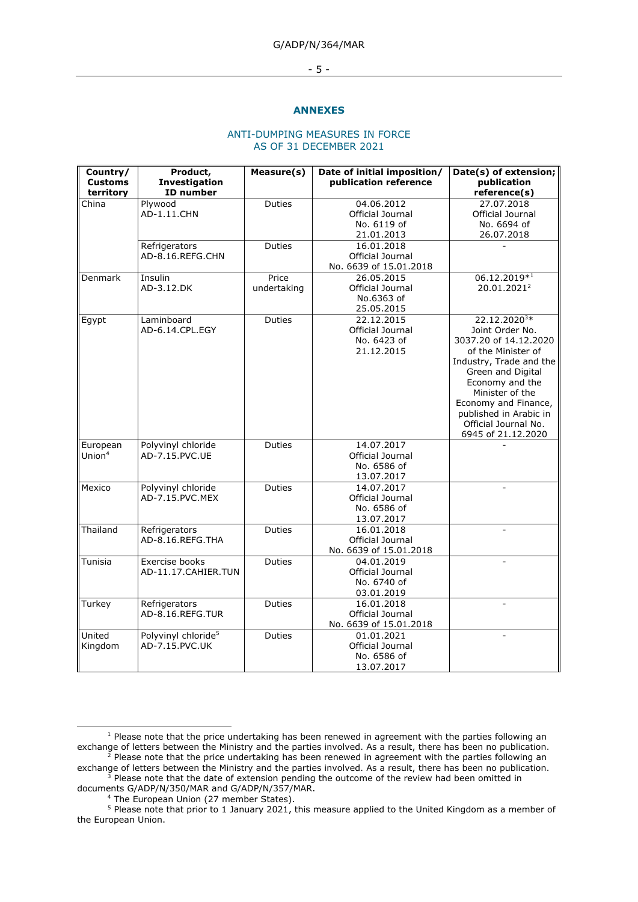## ANNEXES

### ANTI-DUMPING MEASURES IN FORCE AS OF 31 DECEMBER 2021

| Country/ Customs territory | Product, Investigation ID number | Measure(s) | Date of initial imposition/ publication reference | Date(s) of extension; publication reference(s) |
|---|---|---|---|---|
| China | Plywood AD-1.11.CHN | Duties | 04.06.2012 Official Journal No. 6119 of 21.01.2013 | 27.07.2018 Official Journal No. 6694 of 26.07.2018 |
| | Refrigerators AD-8.16.REFG.CHN | Duties | 16.01.2018 Offical Journal No. 6639 of 15.01.2018 | - |
| Denmark | Insulin AD-3.12.DK | Price undertaking | 26.05.2015 Official Journal No.6363 of 25.05.2015 | 06.12.2019*[1] 20.01.2021[2] |
| Egypt | Laminboard AD-6.14.CPL.EGY | Duties | 22.12.2015 Official Journal No. 6423 of 21.12.2015 | 22.12.2020[3]* Joint Order No. 3037.20 of 14.12.2020 of the Minister of Industry, Trade and the Green and Digital Economy and the Minister of the Economy and Finance, published in Arabic in Official Journal No. 6945 of 21.12.2020 |
| European Union[4] | Polyvinyl chloride AD-7.15.PVC.UE | Duties | 14.07.2017 Official Journal No. 6586 of 13.07.2017 | - |
| Mexico | Polyvinyl chloride AD-7.15.PVC.MEX | Duties | 14.07.2017 Official Journal No. 6586 of 13.07.2017 | - |
| Thailand | Refrigerators AD-8.16.REFG.THA | Duties | 16.01.2018 Official Journal No. 6639 of 15.01.2018 | - |
| Tunisia | Exercise books AD-11.17.CAHIER.TUN | Duties | 04.01.2019 Official Journal No. 6740 of 03.01.2019 | - |
| Turkey | Refrigerators AD-8.16.REFG.TUR | Duties | 16.01.2018 Official Journal No. 6639 of 15.01.2018 | - |
| United Kingdom | Polyvinyl chloride[5] AD-7.15.PVC.UK | Duties | 01.01.2021 Official Journal No. 6586 of 13.07.2017 | - |

[1] Please note that the price undertaking has been renewed in agreement with the parties following an exchange of letters between the Ministry and the parties involved. As a result, there has been no publication.

[2] Please note that the price undertaking has been renewed in agreement with the parties following an exchange of letters between the Ministry and the parties involved. As a result, there has been no publication.

[3] Please note that the date of extension pending the outcome of the review had been omitted in documents G/ADP/N/350/MAR and G/ADP/N/357/MAR.

[4] The European Union (27 member States).

[5] Please note that prior to 1 January 2021, this measure applied to the United Kingdom as a member of the European Union.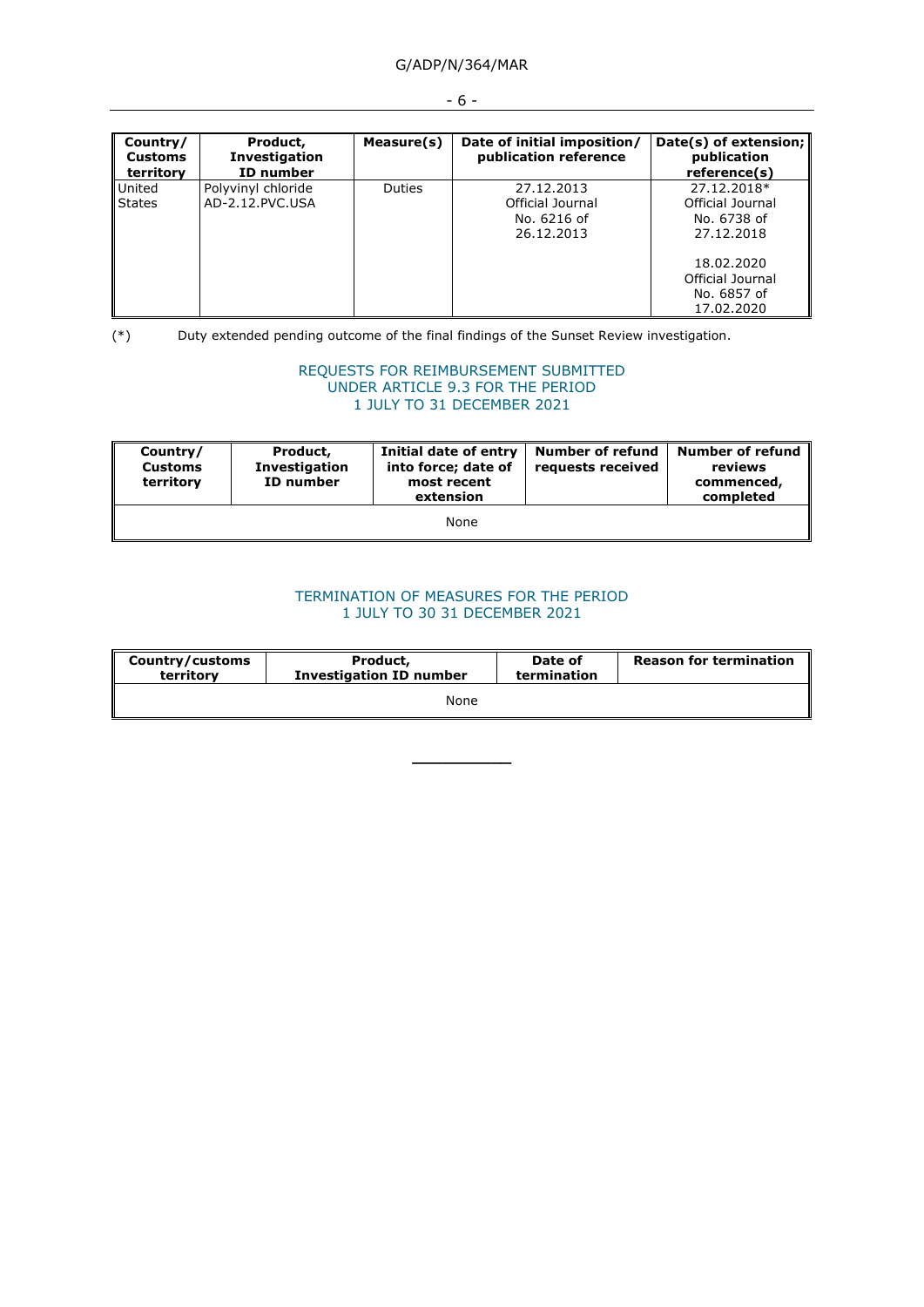| Country/ Customs territory | Product, Investigation ID number | Measure(s) | Date of initial imposition/ publication reference | Date(s) of extension; publication reference(s) |
|---|---|---|---|---|
| United States | Polyvinyl chloride AD-2.12.PVC.USA | Duties | 27.12.2013 Official Journal No. 6216 of 26.12.2013 | 27.12.2018* Official Journal No. 6738 of 27.12.2018<br><br>18.02.2020 Official Journal No. 6857 of 17.02.2020 |

(*) Duty extended pending outcome of the final findings of the Sunset Review investigation.

## REQUESTS FOR REIMBURSEMENT SUBMITTED UNDER ARTICLE 9.3 FOR THE PERIOD 1 JULY TO 31 DECEMBER 2021

| Country/ Customs territory | Product, Investigation ID number | Initial date of entry into force; date of most recent extension | Number of refund requests received | Number of refund reviews commenced, completed |
|---|---|---|---|---|
| None | | | | |

## TERMINATION OF MEASURES FOR THE PERIOD 1 JULY TO 30 31 DECEMBER 2021

| Country/customs territory | Product, Investigation ID number | Date of termination | Reason for termination |
|---|---|---|---|
| None | | | |